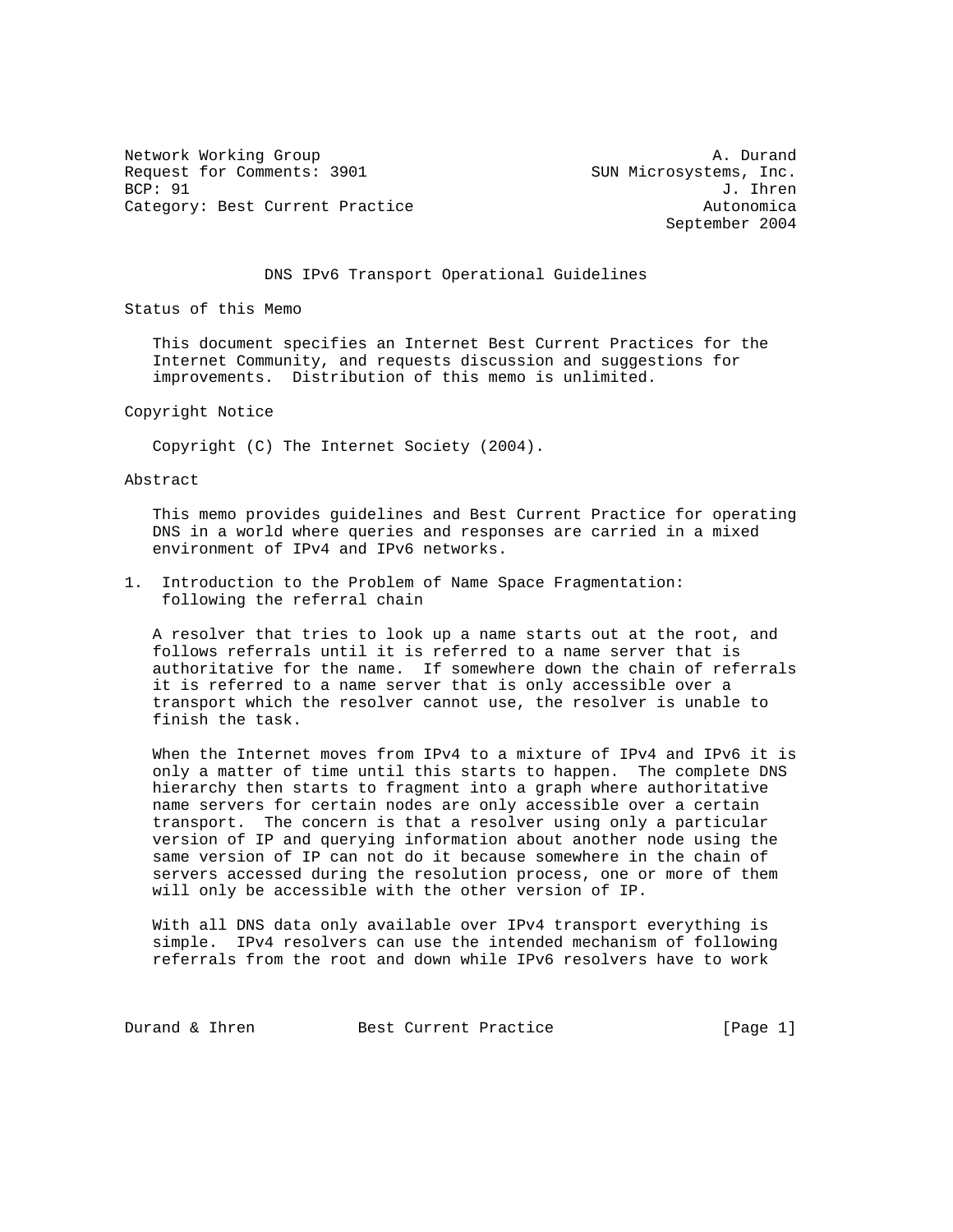Network Working Group A. Durand
Request for Comments: 3901 SUN Microsystems, Inc.
BCP: 91 J. Ihren
Category: Best Current Practice Autonomica
September 2004

# DNS IPv6 Transport Operational Guidelines

## Status of this Memo

This document specifies an Internet Best Current Practices for the Internet Community, and requests discussion and suggestions for improvements. Distribution of this memo is unlimited.

## Copyright Notice

Copyright (C) The Internet Society (2004).

## Abstract

This memo provides guidelines and Best Current Practice for operating DNS in a world where queries and responses are carried in a mixed environment of IPv4 and IPv6 networks.

## 1. Introduction to the Problem of Name Space Fragmentation: following the referral chain

A resolver that tries to look up a name starts out at the root, and follows referrals until it is referred to a name server that is authoritative for the name. If somewhere down the chain of referrals it is referred to a name server that is only accessible over a transport which the resolver cannot use, the resolver is unable to finish the task.

When the Internet moves from IPv4 to a mixture of IPv4 and IPv6 it is only a matter of time until this starts to happen. The complete DNS hierarchy then starts to fragment into a graph where authoritative name servers for certain nodes are only accessible over a certain transport. The concern is that a resolver using only a particular version of IP and querying information about another node using the same version of IP can not do it because somewhere in the chain of servers accessed during the resolution process, one or more of them will only be accessible with the other version of IP.

With all DNS data only available over IPv4 transport everything is simple. IPv4 resolvers can use the intended mechanism of following referrals from the root and down while IPv6 resolvers have to work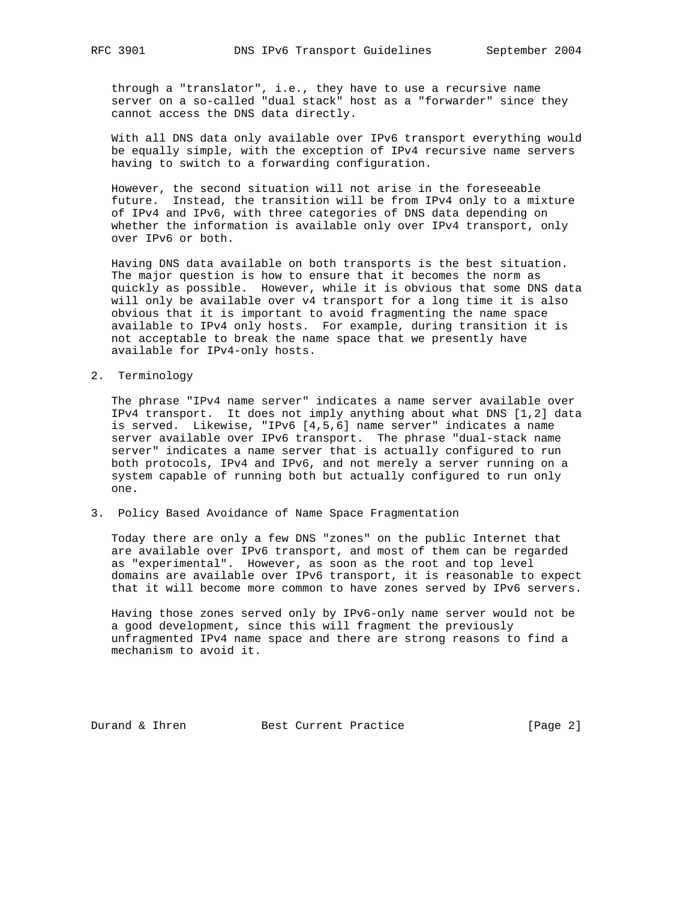through a "translator", i.e., they have to use a recursive name server on a so-called "dual stack" host as a "forwarder" since they cannot access the DNS data directly.

With all DNS data only available over IPv6 transport everything would be equally simple, with the exception of IPv4 recursive name servers having to switch to a forwarding configuration.

However, the second situation will not arise in the foreseeable future. Instead, the transition will be from IPv4 only to a mixture of IPv4 and IPv6, with three categories of DNS data depending on whether the information is available only over IPv4 transport, only over IPv6 or both.

Having DNS data available on both transports is the best situation. The major question is how to ensure that it becomes the norm as quickly as possible. However, while it is obvious that some DNS data will only be available over v4 transport for a long time it is also obvious that it is important to avoid fragmenting the name space available to IPv4 only hosts. For example, during transition it is not acceptable to break the name space that we presently have available for IPv4-only hosts.

## 2. Terminology

The phrase "IPv4 name server" indicates a name server available over IPv4 transport. It does not imply anything about what DNS [1,2] data is served. Likewise, "IPv6 [4,5,6] name server" indicates a name server available over IPv6 transport. The phrase "dual-stack name server" indicates a name server that is actually configured to run both protocols, IPv4 and IPv6, and not merely a server running on a system capable of running both but actually configured to run only one.

## 3. Policy Based Avoidance of Name Space Fragmentation

Today there are only a few DNS "zones" on the public Internet that are available over IPv6 transport, and most of them can be regarded as "experimental". However, as soon as the root and top level domains are available over IPv6 transport, it is reasonable to expect that it will become more common to have zones served by IPv6 servers.

Having those zones served only by IPv6-only name server would not be a good development, since this will fragment the previously unfragmented IPv4 name space and there are strong reasons to find a mechanism to avoid it.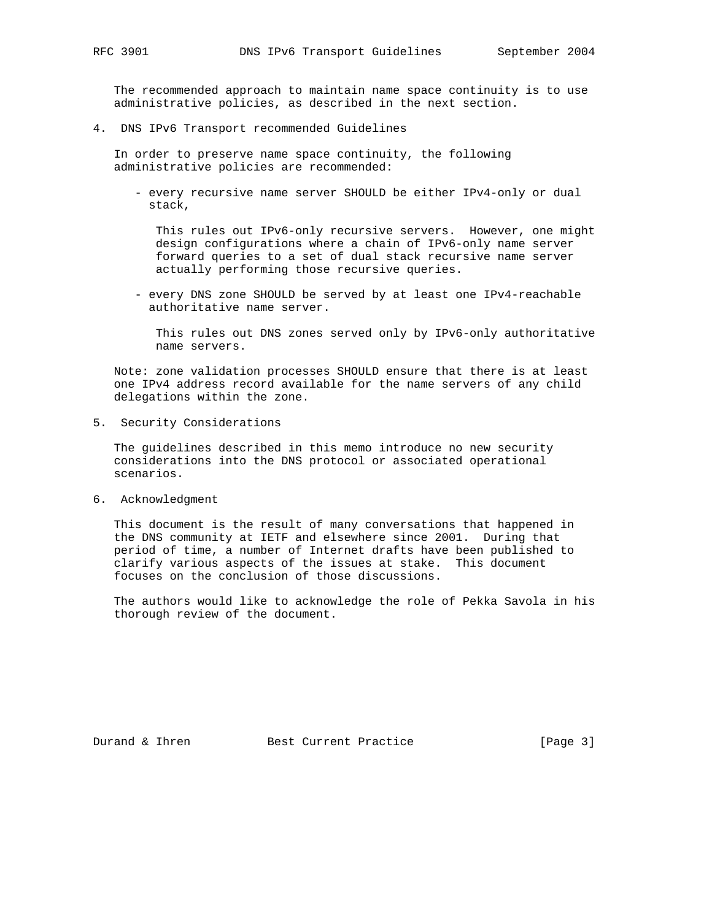The recommended approach to maintain name space continuity is to use administrative policies, as described in the next section.

## 4. DNS IPv6 Transport recommended Guidelines

In order to preserve name space continuity, the following administrative policies are recommended:

- every recursive name server SHOULD be either IPv4-only or dual stack,

  This rules out IPv6-only recursive servers. However, one might design configurations where a chain of IPv6-only name server forward queries to a set of dual stack recursive name server actually performing those recursive queries.

- every DNS zone SHOULD be served by at least one IPv4-reachable authoritative name server.

  This rules out DNS zones served only by IPv6-only authoritative name servers.

Note: zone validation processes SHOULD ensure that there is at least one IPv4 address record available for the name servers of any child delegations within the zone.

## 5. Security Considerations

The guidelines described in this memo introduce no new security considerations into the DNS protocol or associated operational scenarios.

## 6. Acknowledgment

This document is the result of many conversations that happened in the DNS community at IETF and elsewhere since 2001. During that period of time, a number of Internet drafts have been published to clarify various aspects of the issues at stake. This document focuses on the conclusion of those discussions.

The authors would like to acknowledge the role of Pekka Savola in his thorough review of the document.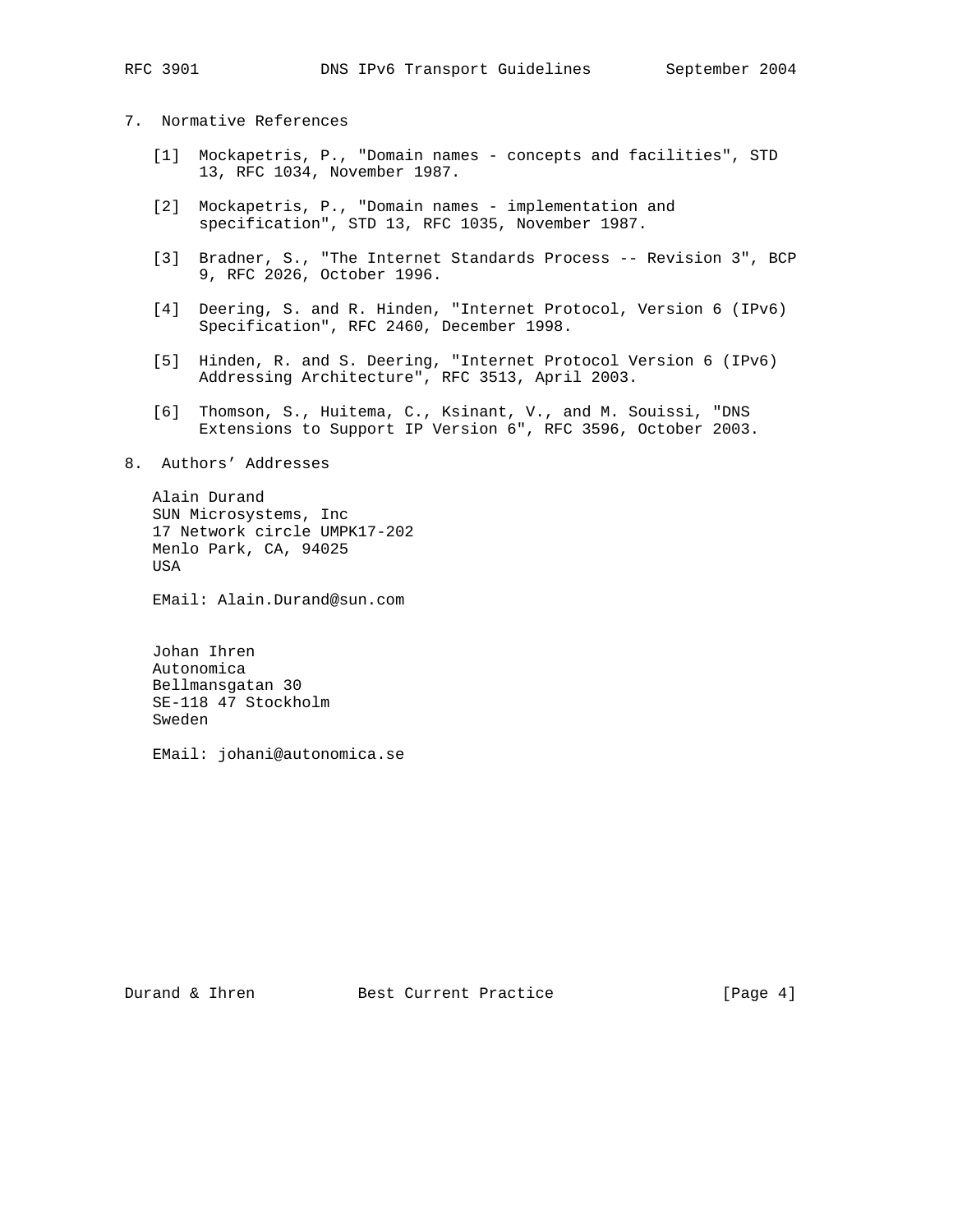## 7. Normative References

[1] Mockapetris, P., "Domain names - concepts and facilities", STD 13, RFC 1034, November 1987.

[2] Mockapetris, P., "Domain names - implementation and specification", STD 13, RFC 1035, November 1987.

[3] Bradner, S., "The Internet Standards Process -- Revision 3", BCP 9, RFC 2026, October 1996.

[4] Deering, S. and R. Hinden, "Internet Protocol, Version 6 (IPv6) Specification", RFC 2460, December 1998.

[5] Hinden, R. and S. Deering, "Internet Protocol Version 6 (IPv6) Addressing Architecture", RFC 3513, April 2003.

[6] Thomson, S., Huitema, C., Ksinant, V., and M. Souissi, "DNS Extensions to Support IP Version 6", RFC 3596, October 2003.

## 8. Authors' Addresses

Alain Durand
SUN Microsystems, Inc
17 Network circle UMPK17-202
Menlo Park, CA, 94025
USA

EMail: Alain.Durand@sun.com

Johan Ihren
Autonomica
Bellmansgatan 30
SE-118 47 Stockholm
Sweden

EMail: johani@autonomica.se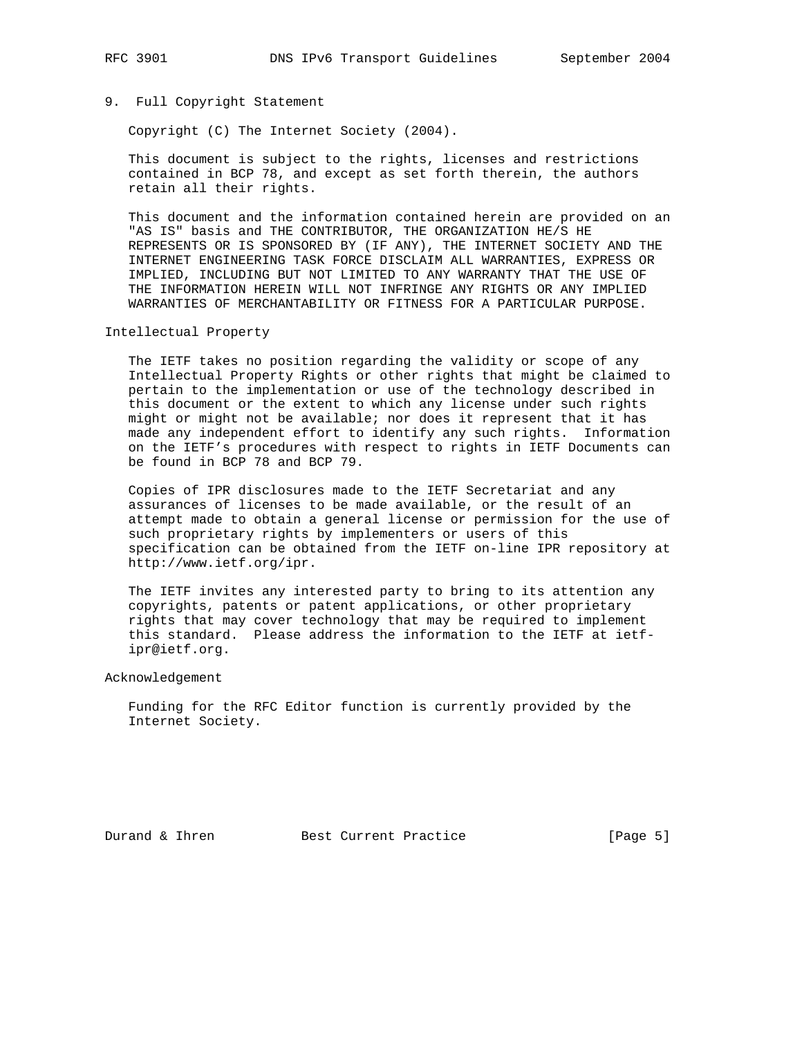## 9. Full Copyright Statement

Copyright (C) The Internet Society (2004).

This document is subject to the rights, licenses and restrictions contained in BCP 78, and except as set forth therein, the authors retain all their rights.

This document and the information contained herein are provided on an "AS IS" basis and THE CONTRIBUTOR, THE ORGANIZATION HE/S HE REPRESENTS OR IS SPONSORED BY (IF ANY), THE INTERNET SOCIETY AND THE INTERNET ENGINEERING TASK FORCE DISCLAIM ALL WARRANTIES, EXPRESS OR IMPLIED, INCLUDING BUT NOT LIMITED TO ANY WARRANTY THAT THE USE OF THE INFORMATION HEREIN WILL NOT INFRINGE ANY RIGHTS OR ANY IMPLIED WARRANTIES OF MERCHANTABILITY OR FITNESS FOR A PARTICULAR PURPOSE.

## Intellectual Property

The IETF takes no position regarding the validity or scope of any Intellectual Property Rights or other rights that might be claimed to pertain to the implementation or use of the technology described in this document or the extent to which any license under such rights might or might not be available; nor does it represent that it has made any independent effort to identify any such rights. Information on the IETF's procedures with respect to rights in IETF Documents can be found in BCP 78 and BCP 79.

Copies of IPR disclosures made to the IETF Secretariat and any assurances of licenses to be made available, or the result of an attempt made to obtain a general license or permission for the use of such proprietary rights by implementers or users of this specification can be obtained from the IETF on-line IPR repository at http://www.ietf.org/ipr.

The IETF invites any interested party to bring to its attention any copyrights, patents or patent applications, or other proprietary rights that may cover technology that may be required to implement this standard. Please address the information to the IETF at ietf-ipr@ietf.org.

## Acknowledgement

Funding for the RFC Editor function is currently provided by the Internet Society.